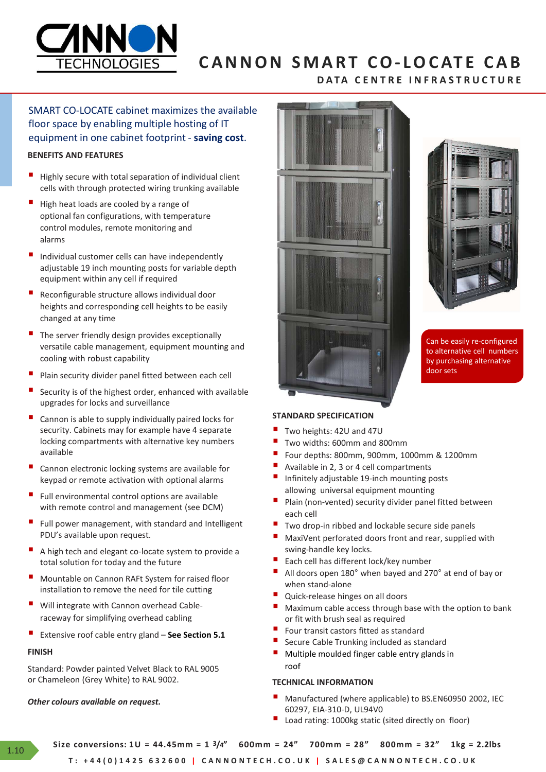# CANNON SMART CO-LOCATE CAB

## DATA CENTRE INFRASTRUCTURE

SMART CO-LOCATE cabinet maximizes the available floor space by enabling multiple hosting of IT equipment in one cabinet footprint - **saving cost**.

### BENEFITS AND FEATURES

- Highly secure with total separation of individual client cells with through protected wiring trunking available
- High heat loads are cooled by a range of optional fan configurations, with temperature control modules, remote monitoring and alarms
- Individual customer cells can have independently adjustable 19 inch mounting posts for variable depth equipment within any cell if required
- Reconfigurable structure allows individual door heights and corresponding cell heights to be easily changed at any time
- The server friendly design provides exceptionally versatile cable management, equipment mounting and cooling with robust capability
- Plain security divider panel fitted between each cell
- Security is of the highest order, enhanced with available upgrades for locks and surveillance
- Cannon is able to supply individually paired locks for security. Cabinets may for example have 4 separate locking compartments with alternative key numbers available
- Cannon electronic locking systems are available for keypad or remote activation with optional alarms
- Full environmental control options are available with remote control and management (see DCM)
- Full power management, with standard and Intelligent PDU's available upon request.
- A high tech and elegant co-locate system to provide a total solution for today and the future
- Mountable on Cannon RAFt System for raised floor installation to remove the need for tile cutting
- Will integrate with Cannon overhead Cable-raceway for simplifying overhead cabling
- Extensive roof cable entry gland – **See Section 5.1**

### FINISH

Standard: Powder painted Velvet Black to RAL 9005 or Chameleon (Grey White) to RAL 9002.

***Other colours available on request.***

Can be easily re-configured to alternative cell numbers by purchasing alternative door sets

### STANDARD SPECIFICATION

- Two heights: 42U and 47U
- Two widths: 600mm and 800mm
- Four depths: 800mm, 900mm, 1000mm & 1200mm
- Available in 2, 3 or 4 cell compartments
- Infinitely adjustable 19-inch mounting posts allowing universal equipment mounting
- Plain (non-vented) security divider panel fitted between each cell
- Two drop-in ribbed and lockable secure side panels
- MaxiVent perforated doors front and rear, supplied with swing-handle key locks.
- Each cell has different lock/key number
- All doors open 180° when bayed and 270° at end of bay or when stand-alone
- Quick-release hinges on all doors
- Maximum cable access through base with the option to bank or fit with brush seal as required
- Four transit castors fitted as standard
- Secure Cable Trunking included as standard
- Multiple moulded finger cable entry glands in roof

### TECHNICAL INFORMATION

- Manufactured (where applicable) to BS.EN60950 2002, IEC 60297, EIA-310-D, UL94V0
- Load rating: 1000kg static (sited directly on floor)

**Size conversions: 1U = 44.45mm = 1 3/4" 600mm = 24" 700mm = 28" 800mm = 32" 1kg = 2.2lbs**

T: +44(0)1425 632600 | CANNONTECH.CO.UK | SALES@CANNONTECH.CO.UK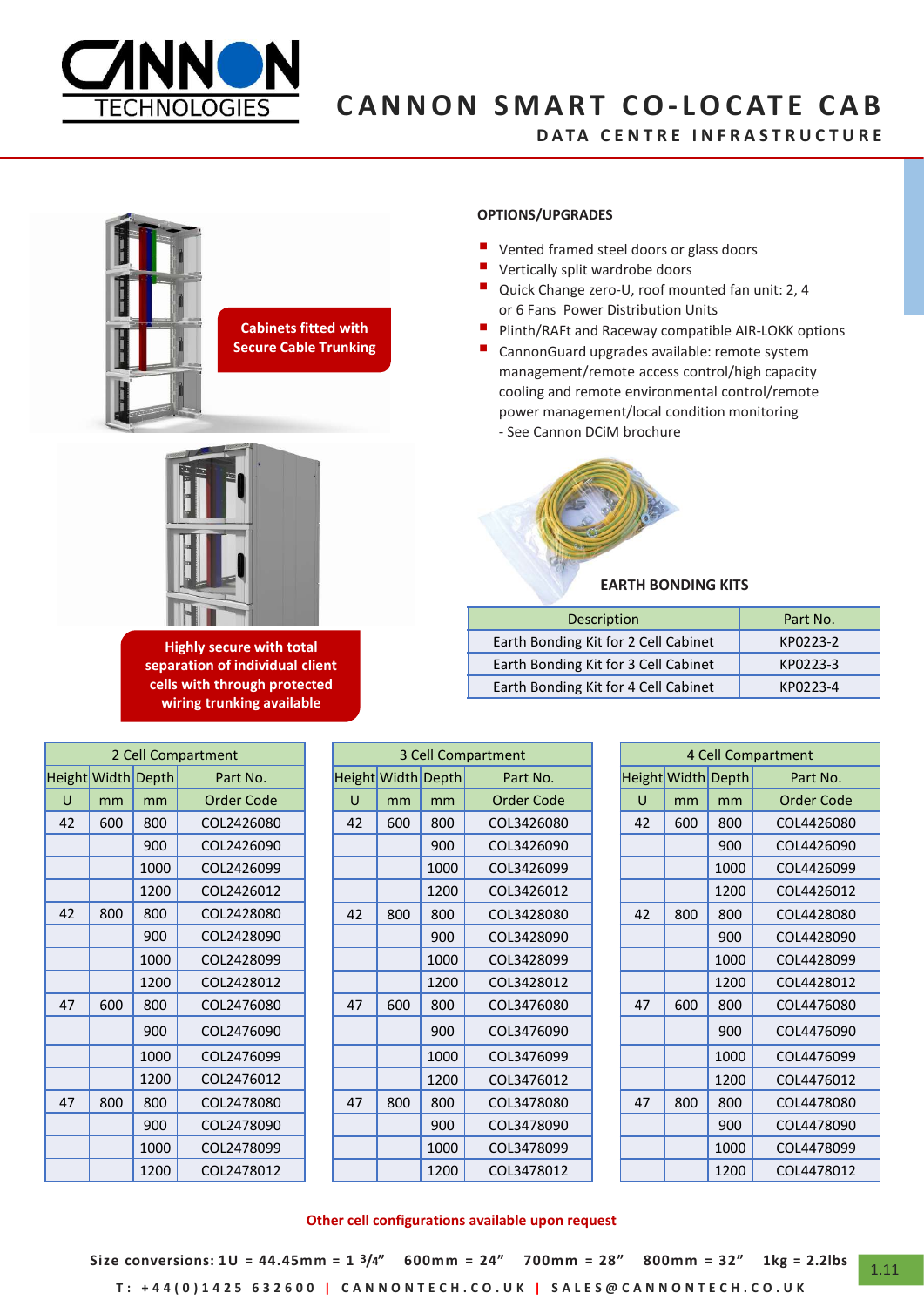# CANNON SMART CO-LOCATE CAB

## DATA CENTRE INFRASTRUCTURE

**Cabinets fitted with Secure Cable Trunking**

**Highly secure with total separation of individual client cells with through protected wiring trunking available**

### OPTIONS/UPGRADES

- Vented framed steel doors or glass doors
- Vertically split wardrobe doors
- Quick Change zero-U, roof mounted fan unit: 2, 4 or 6 Fans Power Distribution Units
- Plinth/RAFt and Raceway compatible AIR-LOKK options
- CannonGuard upgrades available: remote system management/remote access control/high capacity cooling and remote environmental control/remote power management/local condition monitoring
  - See Cannon DCiM brochure

### EARTH BONDING KITS

| Description | Part No. |
|---|---|
| Earth Bonding Kit for 2 Cell Cabinet | KP0223-2 |
| Earth Bonding Kit for 3 Cell Cabinet | KP0223-3 |
| Earth Bonding Kit for 4 Cell Cabinet | KP0223-4 |

| 2 Cell Compartment | | | |
|---|---|---|---|
| Height | Width | Depth | Part No. |
| U | mm | mm | Order Code |
| 42 | 600 | 800 | COL2426080 |
| | | 900 | COL2426090 |
| | | 1000 | COL2426099 |
| | | 1200 | COL2426012 |
| 42 | 800 | 800 | COL2428080 |
| | | 900 | COL2428090 |
| | | 1000 | COL2428099 |
| | | 1200 | COL2428012 |
| 47 | 600 | 800 | COL2476080 |
| | | 900 | COL2476090 |
| | | 1000 | COL2476099 |
| | | 1200 | COL2476012 |
| 47 | 800 | 800 | COL2478080 |
| | | 900 | COL2478090 |
| | | 1000 | COL2478099 |
| | | 1200 | COL2478012 |

| 3 Cell Compartment | | | |
|---|---|---|---|
| Height | Width | Depth | Part No. |
| U | mm | mm | Order Code |
| 42 | 600 | 800 | COL3426080 |
| | | 900 | COL3426090 |
| | | 1000 | COL3426099 |
| | | 1200 | COL3426012 |
| 42 | 800 | 800 | COL3428080 |
| | | 900 | COL3428090 |
| | | 1000 | COL3428099 |
| | | 1200 | COL3428012 |
| 47 | 600 | 800 | COL3476080 |
| | | 900 | COL3476090 |
| | | 1000 | COL3476099 |
| | | 1200 | COL3476012 |
| 47 | 800 | 800 | COL3478080 |
| | | 900 | COL3478090 |
| | | 1000 | COL3478099 |
| | | 1200 | COL3478012 |

| 4 Cell Compartment | | | |
|---|---|---|---|
| Height | Width | Depth | Part No. |
| U | mm | mm | Order Code |
| 42 | 600 | 800 | COL4426080 |
| | | 900 | COL4426090 |
| | | 1000 | COL4426099 |
| | | 1200 | COL4426012 |
| 42 | 800 | 800 | COL4428080 |
| | | 900 | COL4428090 |
| | | 1000 | COL4428099 |
| | | 1200 | COL4428012 |
| 47 | 600 | 800 | COL4476080 |
| | | 900 | COL4476090 |
| | | 1000 | COL4476099 |
| | | 1200 | COL4476012 |
| 47 | 800 | 800 | COL4478080 |
| | | 900 | COL4478090 |
| | | 1000 | COL4478099 |
| | | 1200 | COL4478012 |

**Other cell configurations available upon request**

**Size conversions: 1U = 44.45mm = 1 3/4"   600mm = 24"   700mm = 28"   800mm = 32"   1kg = 2.2lbs**

T: +44(0)1425 632600 | CANNONTECH.CO.UK | SALES@CANNONTECH.CO.UK